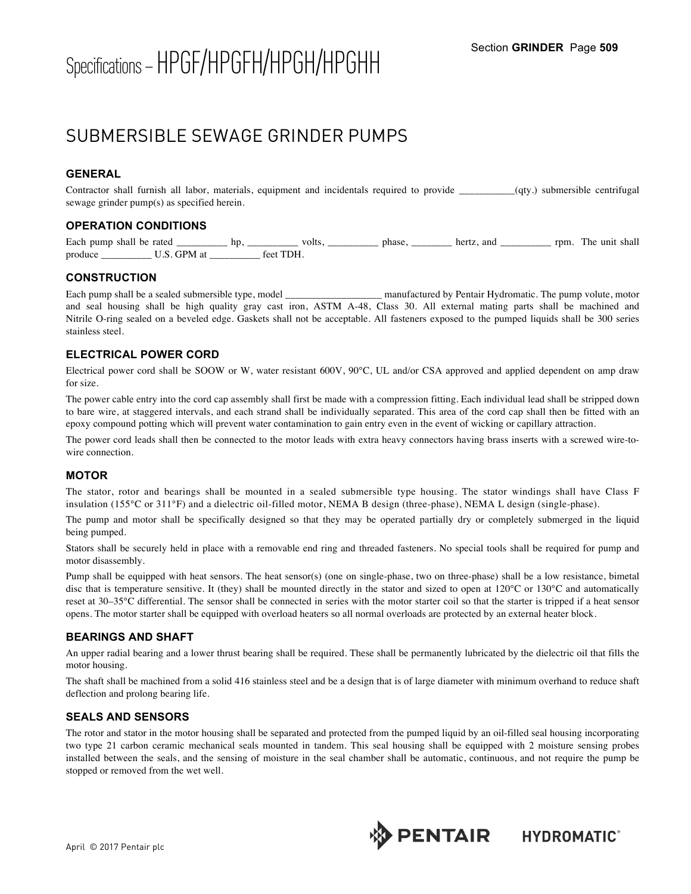# Specifications – HPGF/HPGFH/HPGH/HPGHH

## SUBMERSIBLE SEWAGE GRINDER PUMPS

### GENERAL

Contractor shall furnish all labor, materials, equipment and incidentals required to provide __________(qty.) submersible centrifugal sewage grinder pump(s) as specified herein.

### OPERATION CONDITIONS

Each pump shall be rated _________ hp, _________ volts, _________ phase, _______ hertz, and _________ rpm. The unit shall produce _________ U.S. GPM at _________ feet TDH.

### CONSTRUCTION

Each pump shall be a sealed submersible type, model _________________ manufactured by Pentair Hydromatic. The pump volute, motor and seal housing shall be high quality gray cast iron, ASTM A-48, Class 30. All external mating parts shall be machined and Nitrile O-ring sealed on a beveled edge. Gaskets shall not be acceptable. All fasteners exposed to the pumped liquids shall be 300 series stainless steel.

### ELECTRICAL POWER CORD

Electrical power cord shall be SOOW or W, water resistant 600V, 90°C, UL and/or CSA approved and applied dependent on amp draw for size.

The power cable entry into the cord cap assembly shall first be made with a compression fitting. Each individual lead shall be stripped down to bare wire, at staggered intervals, and each strand shall be individually separated. This area of the cord cap shall then be fitted with an epoxy compound potting which will prevent water contamination to gain entry even in the event of wicking or capillary attraction.

The power cord leads shall then be connected to the motor leads with extra heavy connectors having brass inserts with a screwed wire-to-wire connection.

### MOTOR

The stator, rotor and bearings shall be mounted in a sealed submersible type housing. The stator windings shall have Class F insulation (155°C or 311°F) and a dielectric oil-filled motor, NEMA B design (three-phase), NEMA L design (single-phase).

The pump and motor shall be specifically designed so that they may be operated partially dry or completely submerged in the liquid being pumped.

Stators shall be securely held in place with a removable end ring and threaded fasteners. No special tools shall be required for pump and motor disassembly.

Pump shall be equipped with heat sensors. The heat sensor(s) (one on single-phase, two on three-phase) shall be a low resistance, bimetal disc that is temperature sensitive. It (they) shall be mounted directly in the stator and sized to open at 120°C or 130°C and automatically reset at 30–35°C differential. The sensor shall be connected in series with the motor starter coil so that the starter is tripped if a heat sensor opens. The motor starter shall be equipped with overload heaters so all normal overloads are protected by an external heater block.

### BEARINGS AND SHAFT

An upper radial bearing and a lower thrust bearing shall be required. These shall be permanently lubricated by the dielectric oil that fills the motor housing.

The shaft shall be machined from a solid 416 stainless steel and be a design that is of large diameter with minimum overhand to reduce shaft deflection and prolong bearing life.

### SEALS AND SENSORS

The rotor and stator in the motor housing shall be separated and protected from the pumped liquid by an oil-filled seal housing incorporating two type 21 carbon ceramic mechanical seals mounted in tandem. This seal housing shall be equipped with 2 moisture sensing probes installed between the seals, and the sensing of moisture in the seal chamber shall be automatic, continuous, and not require the pump be stopped or removed from the wet well.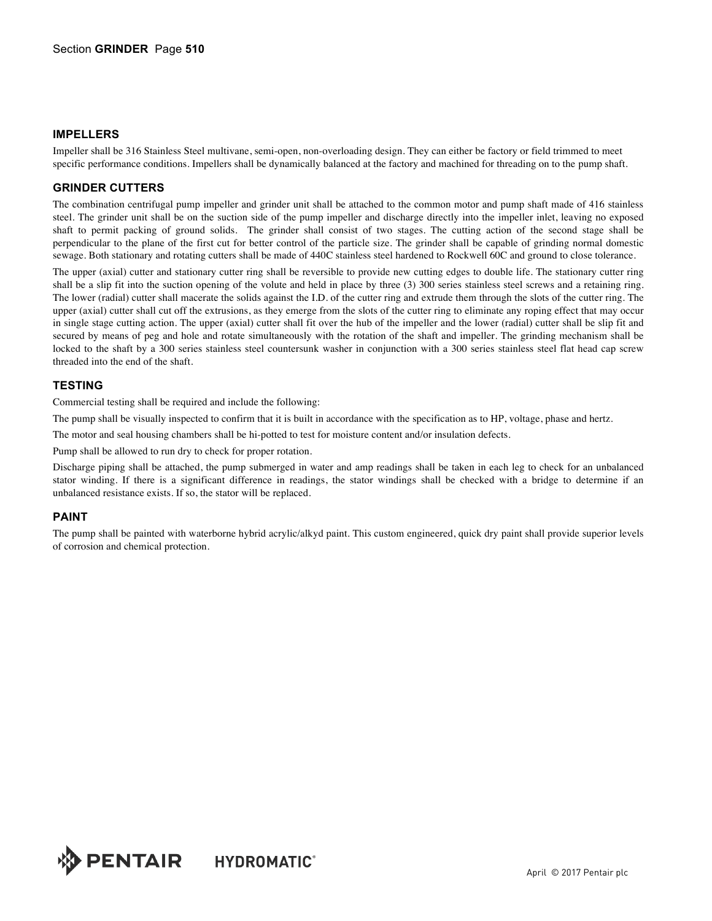## IMPELLERS

Impeller shall be 316 Stainless Steel multivane, semi-open, non-overloading design. They can either be factory or field trimmed to meet specific performance conditions. Impellers shall be dynamically balanced at the factory and machined for threading on to the pump shaft.

## GRINDER CUTTERS

The combination centrifugal pump impeller and grinder unit shall be attached to the common motor and pump shaft made of 416 stainless steel. The grinder unit shall be on the suction side of the pump impeller and discharge directly into the impeller inlet, leaving no exposed shaft to permit packing of ground solids. The grinder shall consist of two stages. The cutting action of the second stage shall be perpendicular to the plane of the first cut for better control of the particle size. The grinder shall be capable of grinding normal domestic sewage. Both stationary and rotating cutters shall be made of 440C stainless steel hardened to Rockwell 60C and ground to close tolerance.

The upper (axial) cutter and stationary cutter ring shall be reversible to provide new cutting edges to double life. The stationary cutter ring shall be a slip fit into the suction opening of the volute and held in place by three (3) 300 series stainless steel screws and a retaining ring. The lower (radial) cutter shall macerate the solids against the I.D. of the cutter ring and extrude them through the slots of the cutter ring. The upper (axial) cutter shall cut off the extrusions, as they emerge from the slots of the cutter ring to eliminate any roping effect that may occur in single stage cutting action. The upper (axial) cutter shall fit over the hub of the impeller and the lower (radial) cutter shall be slip fit and secured by means of peg and hole and rotate simultaneously with the rotation of the shaft and impeller. The grinding mechanism shall be locked to the shaft by a 300 series stainless steel countersunk washer in conjunction with a 300 series stainless steel flat head cap screw threaded into the end of the shaft.

## TESTING

Commercial testing shall be required and include the following:

The pump shall be visually inspected to confirm that it is built in accordance with the specification as to HP, voltage, phase and hertz.

The motor and seal housing chambers shall be hi-potted to test for moisture content and/or insulation defects.

Pump shall be allowed to run dry to check for proper rotation.

Discharge piping shall be attached, the pump submerged in water and amp readings shall be taken in each leg to check for an unbalanced stator winding. If there is a significant difference in readings, the stator windings shall be checked with a bridge to determine if an unbalanced resistance exists. If so, the stator will be replaced.

## PAINT

The pump shall be painted with waterborne hybrid acrylic/alkyd paint. This custom engineered, quick dry paint shall provide superior levels of corrosion and chemical protection.